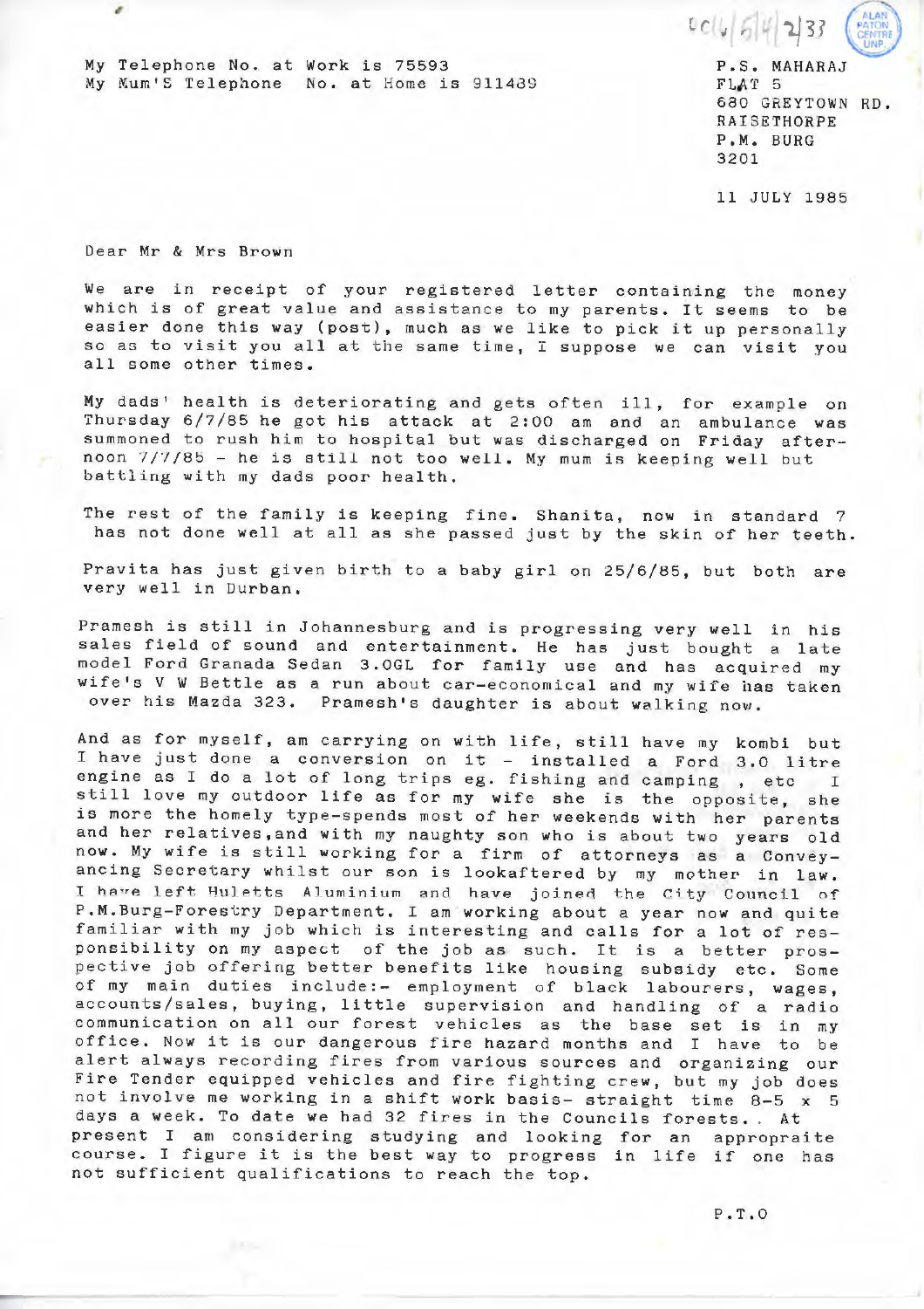My Telephone No. at Work is 75593
My Mum'S Telephone No. at Home is 911439

P.S. MAHARAJ
FLAT 5
680 GREYTOWN RD.
RAISETHORPE
P.M. BURG
3201

11 JULY 1985

Dear Mr & Mrs Brown

We are in receipt of your registered letter containing the money which is of great value and assistance to my parents. It seems to be easier done this way (post), much as we like to pick it up personally so as to visit you all at the same time, I suppose we can visit you all some other times.

My dads' health is deteriorating and gets often ill, for example on Thursday 6/7/85 he got his attack at 2:00 am and an ambulance was summoned to rush him to hospital but was discharged on Friday afternoon 7/7/85 - he is still not too well. My mum is keeping well but battling with my dads poor health.

The rest of the family is keeping fine. Shanita, now in standard 7 has not done well at all as she passed just by the skin of her teeth.

Pravita has just given birth to a baby girl on 25/6/85, but both are very well in Durban.

Pramesh is still in Johannesburg and is progressing very well in his sales field of sound and entertainment. He has just bought a late model Ford Granada Sedan 3.0GL for family use and has acquired my wife's V W Bettle as a run about car-economical and my wife has taken over his Mazda 323. Pramesh's daughter is about walking now.

And as for myself, am carrying on with life, still have my kombi but I have just done a conversion on it - installed a Ford 3.0 litre engine as I do a lot of long trips eg. fishing and camping , etc I still love my outdoor life as for my wife she is the opposite, she is more the homely type-spends most of her weekends with her parents and her relatives,and with my naughty son who is about two years old now. My wife is still working for a firm of attorneys as a Conveyancing Secretary whilst our son is lookaftered by my mother in law. I have left Huletts Aluminium and have joined the City Council of P.M.Burg-Forestry Department. I am working about a year now and quite familiar with my job which is interesting and calls for a lot of responsibility on my aspect of the job as such. It is a better prospective job offering better benefits like housing subsidy etc. Some of my main duties include:- employment of black labourers, wages, accounts/sales, buying, little supervision and handling of a radio communication on all our forest vehicles as the base set is in my office. Now it is our dangerous fire hazard months and I have to be alert always recording fires from various sources and organizing our Fire Tender equipped vehicles and fire fighting crew, but my job does not involve me working in a shift work basis- straight time 8-5 x 5 days a week. To date we had 32 fires in the Councils forests.. At present I am considering studying and looking for an appropraite course. I figure it is the best way to progress in life if one has not sufficient qualifications to reach the top.

P.T.O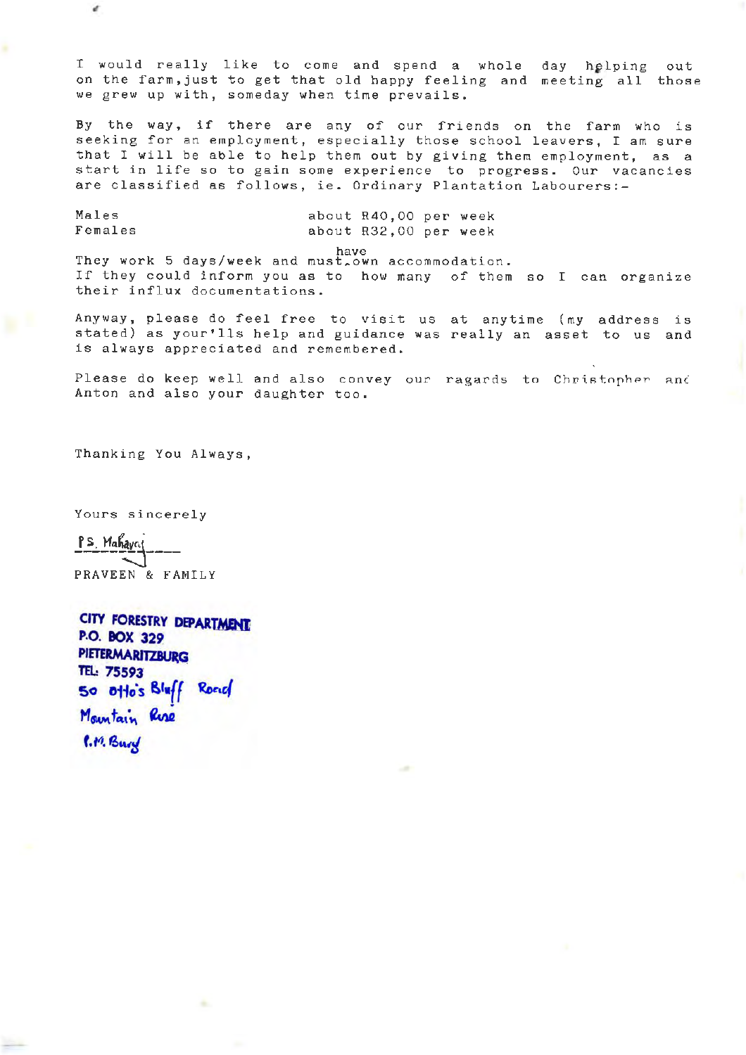I would really like to come and spend a whole day helping out on the farm,just to get that old happy feeling and meeting all those we grew up with, someday when time prevails.

By the way, if there are any of our friends on the farm who is seeking for an employment, especially those school leavers, I am sure that I will be able to help them out by giving them employment, as a start in life so to gain some experience to progress. Our vacancies are classified as follows, ie. Ordinary Plantation Labourers:-

| | |
|---|---|
| Males | about R40,00 per week |
| Females | about R32,00 per week |

They work 5 days/week and must have own accommodation.
If they could inform you as to how many of them so I can organize their influx documentations.

Anyway, please do feel free to visit us at anytime (my address is stated) as your'lls help and guidance was really an asset to us and is always appreciated and remembered.

Please do keep well and also convey our ragards to Christopher and Anton and also your daughter too.

Thanking You Always,

Yours sincerely

P.S. Mahayaj

PRAVEEN & FAMILY

**CITY FORESTRY DEPARTMENT**
**P.O. BOX 329**
**PIETERMARITZBURG**
**TEL: 75593**
50 Otto's Bluff Road
Mountain Rise
P.M. Burg